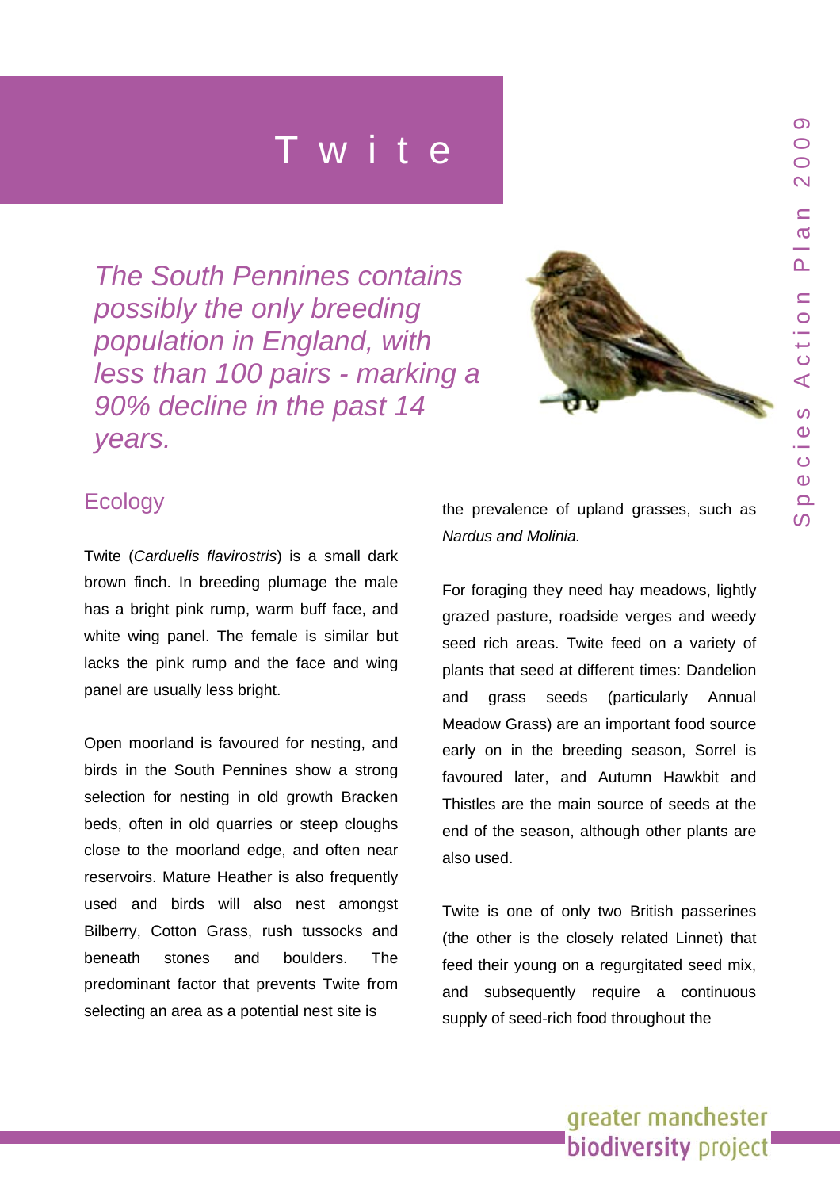# Twite

*The South Pennines contains possibly the only breeding population in England, with less than 100 pairs - marking a 90% decline in the past 14 years.*

## Ecology

Twite (*Carduelis flavirostris*) is a small dark brown finch. In breeding plumage the male has a bright pink rump, warm buff face, and white wing panel. The female is similar but lacks the pink rump and the face and wing panel are usually less bright.

Open moorland is favoured for nesting, and birds in the South Pennines show a strong selection for nesting in old growth Bracken beds, often in old quarries or steep cloughs close to the moorland edge, and often near reservoirs. Mature Heather is also frequently used and birds will also nest amongst Bilberry, Cotton Grass, rush tussocks and beneath stones and boulders. The predominant factor that prevents Twite from selecting an area as a potential nest site is the prevalence of upland grasses, such as *Nardus and Molinia.*

For foraging they need hay meadows, lightly grazed pasture, roadside verges and weedy seed rich areas. Twite feed on a variety of plants that seed at different times: Dandelion and grass seeds (particularly Annual Meadow Grass) are an important food source early on in the breeding season, Sorrel is favoured later, and Autumn Hawkbit and Thistles are the main source of seeds at the end of the season, although other plants are also used.

Twite is one of only two British passerines (the other is the closely related Linnet) that feed their young on a regurgitated seed mix, and subsequently require a continuous supply of seed-rich food throughout the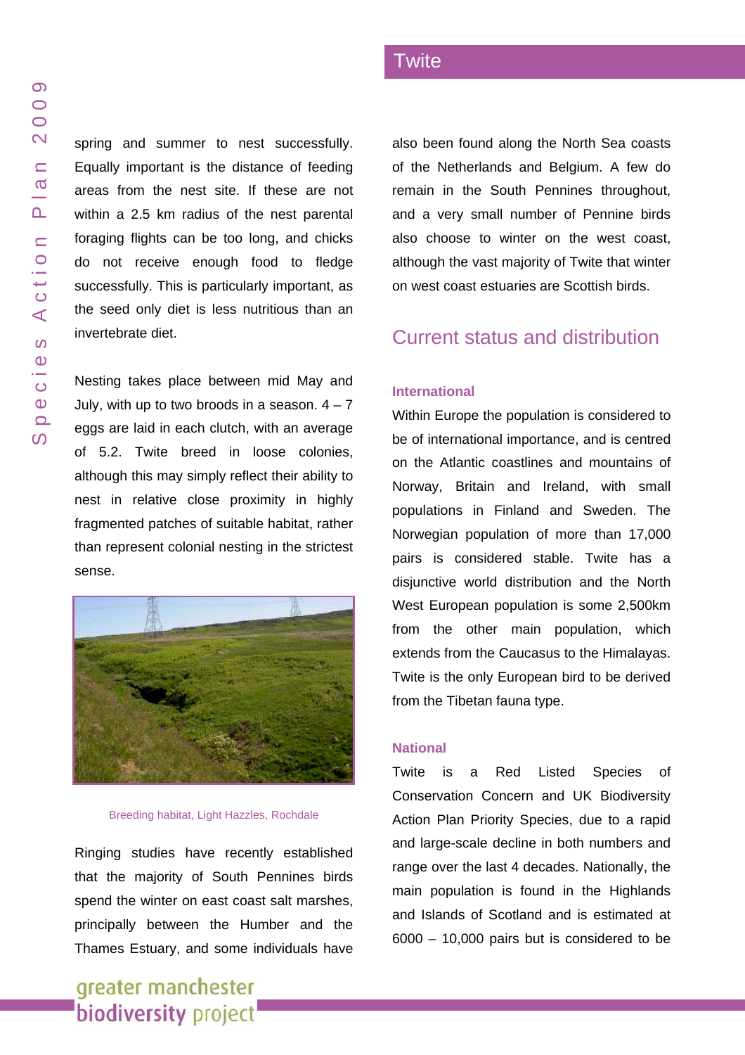spring and summer to nest successfully. Equally important is the distance of feeding areas from the nest site. If these are not within a 2.5 km radius of the nest parental foraging flights can be too long, and chicks do not receive enough food to fledge successfully. This is particularly important, as the seed only diet is less nutritious than an invertebrate diet.

Nesting takes place between mid May and July, with up to two broods in a season. 4 – 7 eggs are laid in each clutch, with an average of 5.2. Twite breed in loose colonies, although this may simply reflect their ability to nest in relative close proximity in highly fragmented patches of suitable habitat, rather than represent colonial nesting in the strictest sense.

Breeding habitat, Light Hazzles, Rochdale

Ringing studies have recently established that the majority of South Pennines birds spend the winter on east coast salt marshes, principally between the Humber and the Thames Estuary, and some individuals have also been found along the North Sea coasts of the Netherlands and Belgium. A few do remain in the South Pennines throughout, and a very small number of Pennine birds also choose to winter on the west coast, although the vast majority of Twite that winter on west coast estuaries are Scottish birds.

## Current status and distribution

### International

Within Europe the population is considered to be of international importance, and is centred on the Atlantic coastlines and mountains of Norway, Britain and Ireland, with small populations in Finland and Sweden. The Norwegian population of more than 17,000 pairs is considered stable. Twite has a disjunctive world distribution and the North West European population is some 2,500km from the other main population, which extends from the Caucasus to the Himalayas. Twite is the only European bird to be derived from the Tibetan fauna type.

### National

Twite is a Red Listed Species of Conservation Concern and UK Biodiversity Action Plan Priority Species, due to a rapid and large-scale decline in both numbers and range over the last 4 decades. Nationally, the main population is found in the Highlands and Islands of Scotland and is estimated at 6000 – 10,000 pairs but is considered to be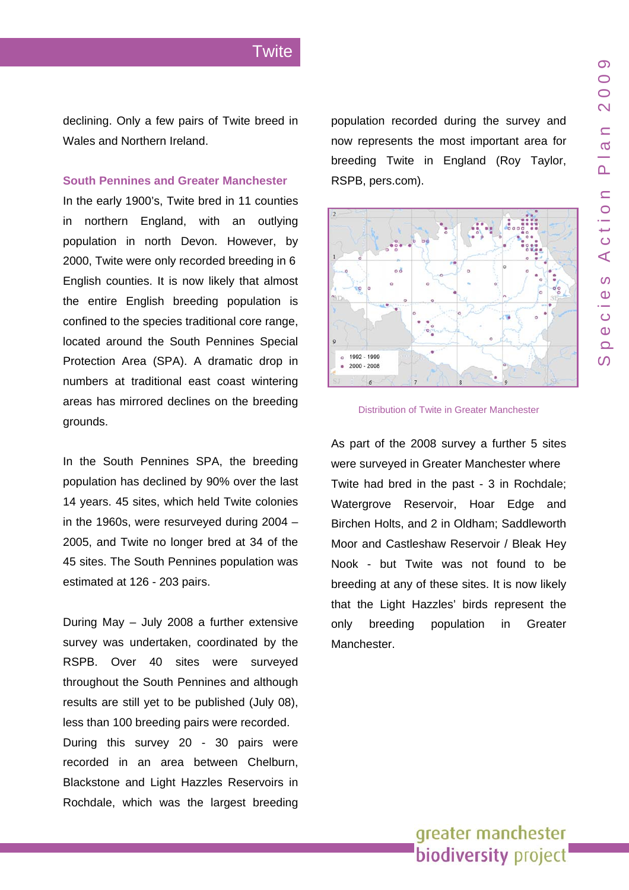declining. Only a few pairs of Twite breed in Wales and Northern Ireland.

### South Pennines and Greater Manchester

In the early 1900's, Twite bred in 11 counties in northern England, with an outlying population in north Devon. However, by 2000, Twite were only recorded breeding in 6 English counties. It is now likely that almost the entire English breeding population is confined to the species traditional core range, located around the South Pennines Special Protection Area (SPA). A dramatic drop in numbers at traditional east coast wintering areas has mirrored declines on the breeding grounds.

In the South Pennines SPA, the breeding population has declined by 90% over the last 14 years. 45 sites, which held Twite colonies in the 1960s, were resurveyed during 2004 – 2005, and Twite no longer bred at 34 of the 45 sites. The South Pennines population was estimated at 126 - 203 pairs.

During May – July 2008 a further extensive survey was undertaken, coordinated by the RSPB. Over 40 sites were surveyed throughout the South Pennines and although results are still yet to be published (July 08), less than 100 breeding pairs were recorded. During this survey 20 - 30 pairs were recorded in an area between Chelburn, Blackstone and Light Hazzles Reservoirs in Rochdale, which was the largest breeding population recorded during the survey and now represents the most important area for breeding Twite in England (Roy Taylor, RSPB, pers.com).

Distribution of Twite in Greater Manchester

As part of the 2008 survey a further 5 sites were surveyed in Greater Manchester where Twite had bred in the past - 3 in Rochdale; Watergrove Reservoir, Hoar Edge and Birchen Holts, and 2 in Oldham; Saddleworth Moor and Castleshaw Reservoir / Bleak Hey Nook - but Twite was not found to be breeding at any of these sites. It is now likely that the Light Hazzles' birds represent the only breeding population in Greater Manchester.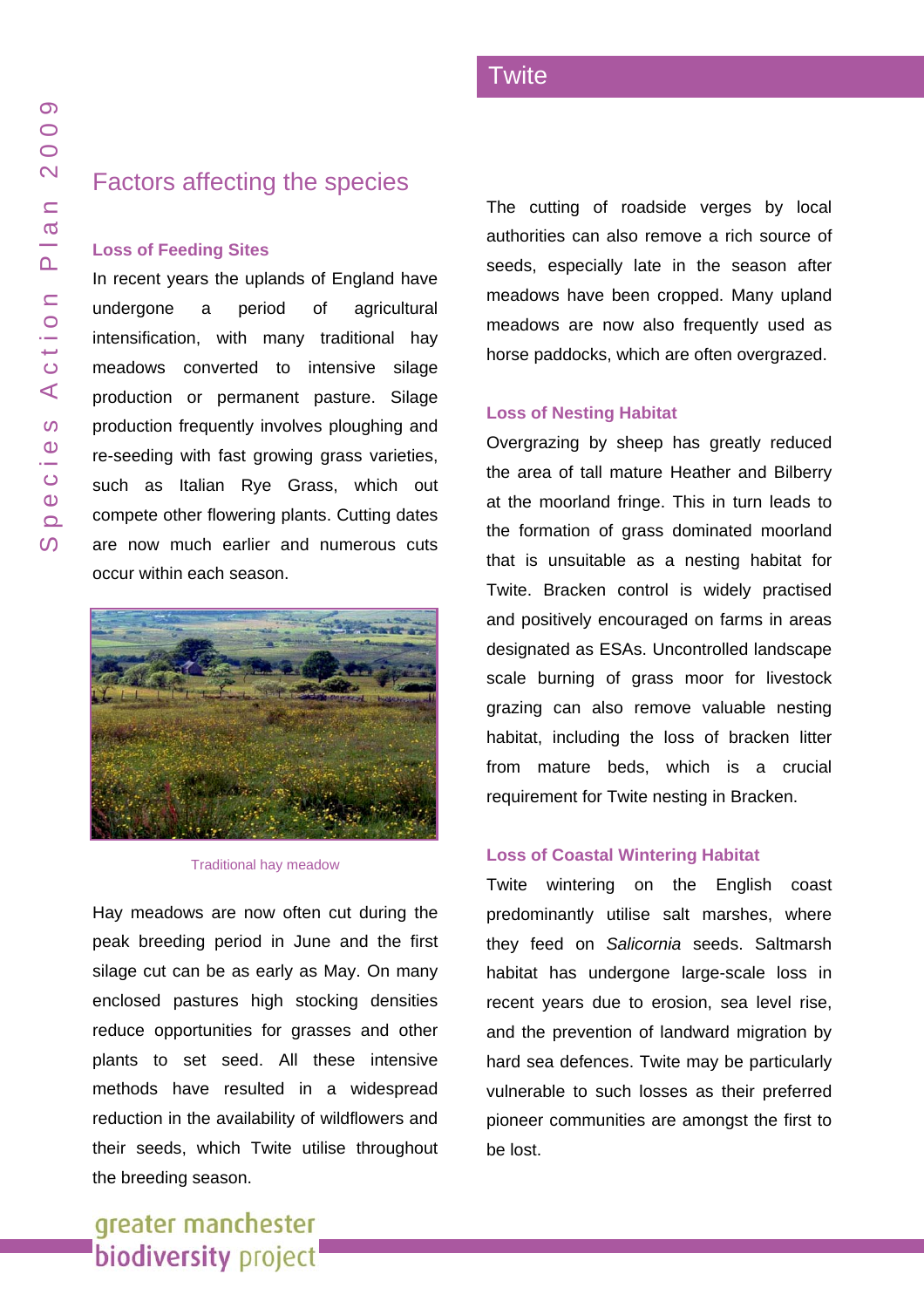## Factors affecting the species

### Loss of Feeding Sites

In recent years the uplands of England have undergone a period of agricultural intensification, with many traditional hay meadows converted to intensive silage production or permanent pasture. Silage production frequently involves ploughing and re-seeding with fast growing grass varieties, such as Italian Rye Grass, which out compete other flowering plants. Cutting dates are now much earlier and numerous cuts occur within each season.

Traditional hay meadow

Hay meadows are now often cut during the peak breeding period in June and the first silage cut can be as early as May. On many enclosed pastures high stocking densities reduce opportunities for grasses and other plants to set seed. All these intensive methods have resulted in a widespread reduction in the availability of wildflowers and their seeds, which Twite utilise throughout the breeding season.

The cutting of roadside verges by local authorities can also remove a rich source of seeds, especially late in the season after meadows have been cropped. Many upland meadows are now also frequently used as horse paddocks, which are often overgrazed.

### Loss of Nesting Habitat

Overgrazing by sheep has greatly reduced the area of tall mature Heather and Bilberry at the moorland fringe. This in turn leads to the formation of grass dominated moorland that is unsuitable as a nesting habitat for Twite. Bracken control is widely practised and positively encouraged on farms in areas designated as ESAs. Uncontrolled landscape scale burning of grass moor for livestock grazing can also remove valuable nesting habitat, including the loss of bracken litter from mature beds, which is a crucial requirement for Twite nesting in Bracken.

### Loss of Coastal Wintering Habitat

Twite wintering on the English coast predominantly utilise salt marshes, where they feed on *Salicornia* seeds. Saltmarsh habitat has undergone large-scale loss in recent years due to erosion, sea level rise, and the prevention of landward migration by hard sea defences. Twite may be particularly vulnerable to such losses as their preferred pioneer communities are amongst the first to be lost.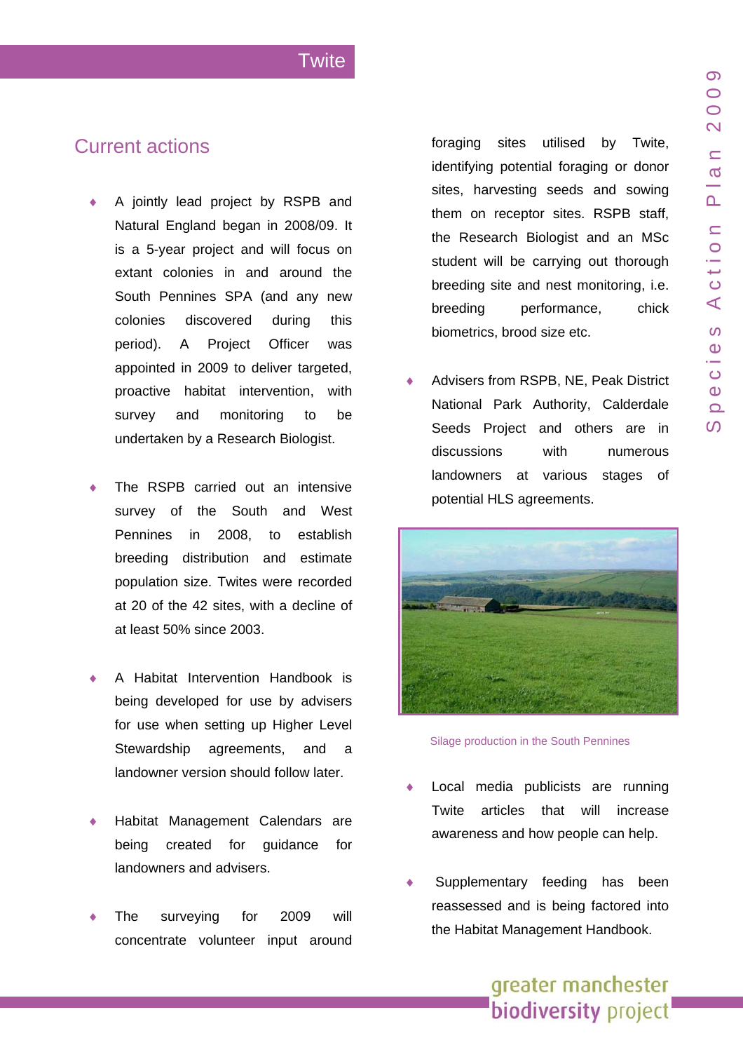## Current actions

- A jointly lead project by RSPB and Natural England began in 2008/09. It is a 5-year project and will focus on extant colonies in and around the South Pennines SPA (and any new colonies discovered during this period). A Project Officer was appointed in 2009 to deliver targeted, proactive habitat intervention, with survey and monitoring to be undertaken by a Research Biologist.

- The RSPB carried out an intensive survey of the South and West Pennines in 2008, to establish breeding distribution and estimate population size. Twites were recorded at 20 of the 42 sites, with a decline of at least 50% since 2003.

- A Habitat Intervention Handbook is being developed for use by advisers for use when setting up Higher Level Stewardship agreements, and a landowner version should follow later.

- Habitat Management Calendars are being created for guidance for landowners and advisers.

- The surveying for 2009 will concentrate volunteer input around foraging sites utilised by Twite, identifying potential foraging or donor sites, harvesting seeds and sowing them on receptor sites. RSPB staff, the Research Biologist and an MSc student will be carrying out thorough breeding site and nest monitoring, i.e. breeding performance, chick biometrics, brood size etc.

- Advisers from RSPB, NE, Peak District National Park Authority, Calderdale Seeds Project and others are in discussions with numerous landowners at various stages of potential HLS agreements.

Silage production in the South Pennines

- Local media publicists are running Twite articles that will increase awareness and how people can help.

- Supplementary feeding has been reassessed and is being factored into the Habitat Management Handbook.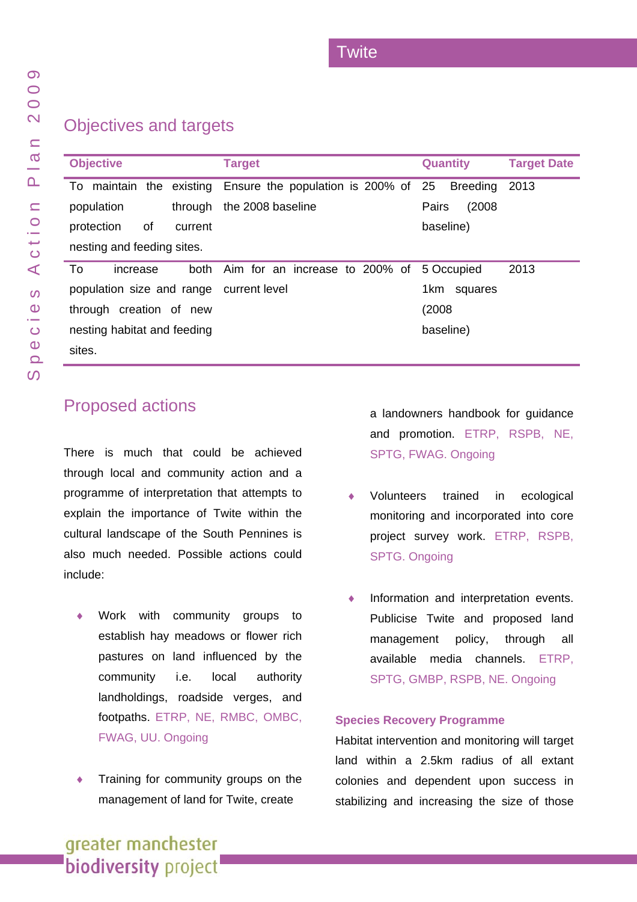## Objectives and targets

| Objective | Target | Quantity | Target Date |
|---|---|---|---|
| To maintain the existing population through protection of current nesting and feeding sites. | Ensure the population is 200% of the 2008 baseline | 25 Breeding Pairs (2008 baseline) | 2013 |
| To increase both population size and range through creation of new nesting habitat and feeding sites. | Aim for an increase to 200% of current level | 5 Occupied 1km squares (2008 baseline) | 2013 |

## Proposed actions

There is much that could be achieved through local and community action and a programme of interpretation that attempts to explain the importance of Twite within the cultural landscape of the South Pennines is also much needed. Possible actions could include:

- Work with community groups to establish hay meadows or flower rich pastures on land influenced by the community i.e. local authority landholdings, roadside verges, and footpaths. ETRP, NE, RMBC, OMBC, FWAG, UU. Ongoing

- Training for community groups on the management of land for Twite, create a landowners handbook for guidance and promotion. ETRP, RSPB, NE, SPTG, FWAG. Ongoing

- Volunteers trained in ecological monitoring and incorporated into core project survey work. ETRP, RSPB, SPTG. Ongoing

- Information and interpretation events. Publicise Twite and proposed land management policy, through all available media channels. ETRP, SPTG, GMBP, RSPB, NE. Ongoing

### Species Recovery Programme

Habitat intervention and monitoring will target land within a 2.5km radius of all extant colonies and dependent upon success in stabilizing and increasing the size of those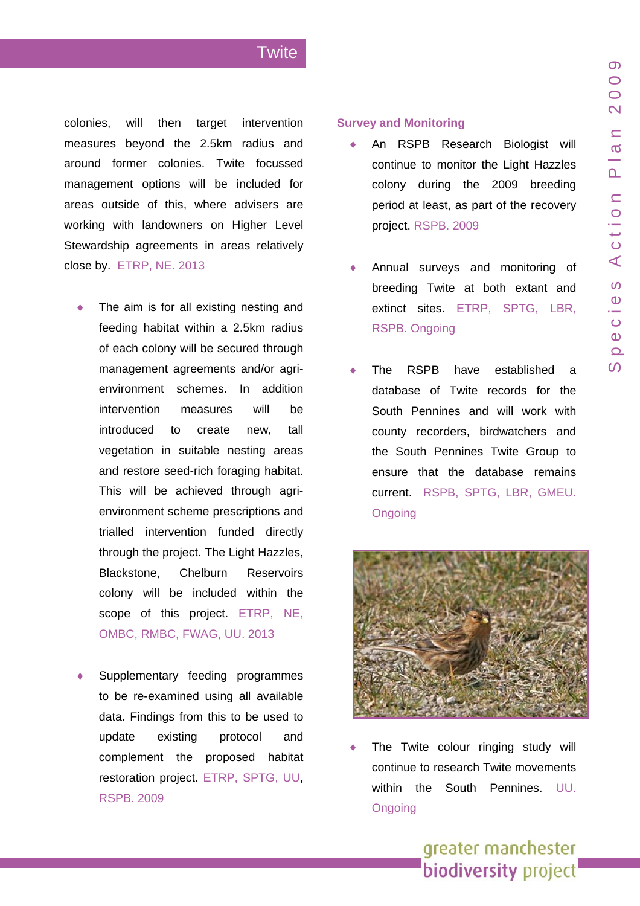colonies, will then target intervention measures beyond the 2.5km radius and around former colonies. Twite focussed management options will be included for areas outside of this, where advisers are working with landowners on Higher Level Stewardship agreements in areas relatively close by. ETRP, NE. 2013

- The aim is for all existing nesting and feeding habitat within a 2.5km radius of each colony will be secured through management agreements and/or agri-environment schemes. In addition intervention measures will be introduced to create new, tall vegetation in suitable nesting areas and restore seed-rich foraging habitat. This will be achieved through agri-environment scheme prescriptions and trialled intervention funded directly through the project. The Light Hazzles, Blackstone, Chelburn Reservoirs colony will be included within the scope of this project. ETRP, NE, OMBC, RMBC, FWAG, UU. 2013

- Supplementary feeding programmes to be re-examined using all available data. Findings from this to be used to update existing protocol and complement the proposed habitat restoration project. ETRP, SPTG, UU, RSPB. 2009

### Survey and Monitoring

- An RSPB Research Biologist will continue to monitor the Light Hazzles colony during the 2009 breeding period at least, as part of the recovery project. RSPB. 2009

- Annual surveys and monitoring of breeding Twite at both extant and extinct sites. ETRP, SPTG, LBR, RSPB. Ongoing

- The RSPB have established a database of Twite records for the South Pennines and will work with county recorders, birdwatchers and the South Pennines Twite Group to ensure that the database remains current. RSPB, SPTG, LBR, GMEU. Ongoing

- The Twite colour ringing study will continue to research Twite movements within the South Pennines. UU. Ongoing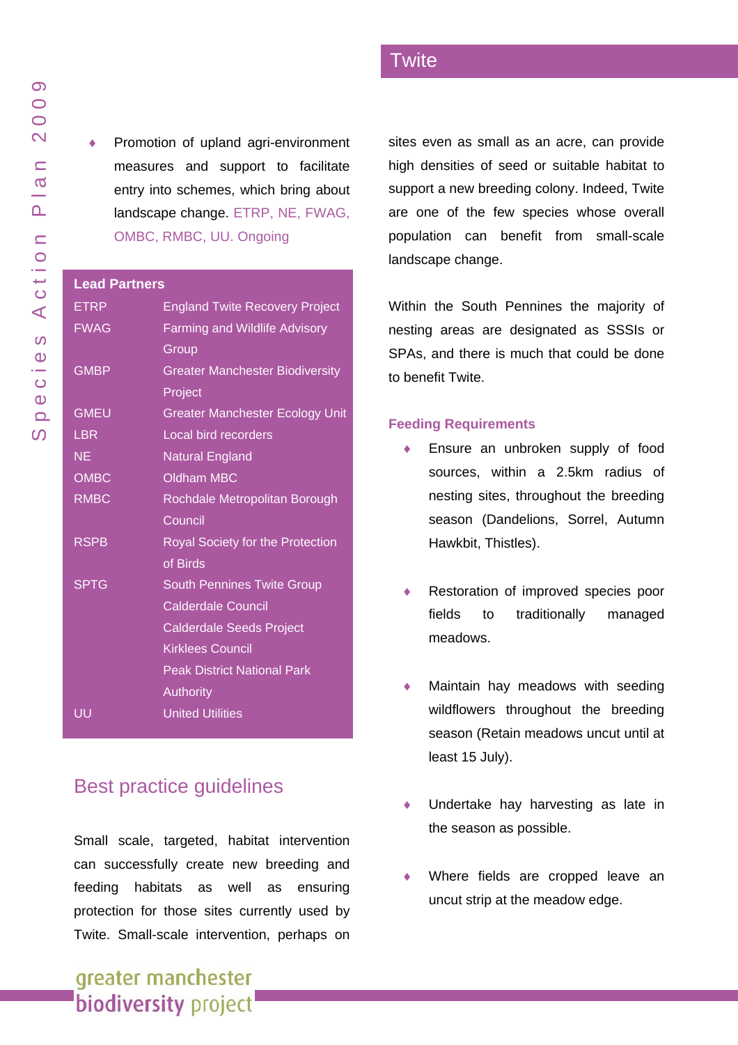- Promotion of upland agri-environment measures and support to facilitate entry into schemes, which bring about landscape change. ETRP, NE, FWAG, OMBC, RMBC, UU. Ongoing

**Lead Partners**

| | |
|---|---|
| ETRP | England Twite Recovery Project |
| FWAG | Farming and Wildlife Advisory Group |
| GMBP | Greater Manchester Biodiversity Project |
| GMEU | Greater Manchester Ecology Unit |
| LBR | Local bird recorders |
| NE | Natural England |
| OMBC | Oldham MBC |
| RMBC | Rochdale Metropolitan Borough Council |
| RSPB | Royal Society for the Protection of Birds |
| SPTG | South Pennines Twite Group |
| | Calderdale Council |
| | Calderdale Seeds Project |
| | Kirklees Council |
| | Peak District National Park Authority |
| UU | United Utilities |

## Best practice guidelines

Small scale, targeted, habitat intervention can successfully create new breeding and feeding habitats as well as ensuring protection for those sites currently used by Twite. Small-scale intervention, perhaps on sites even as small as an acre, can provide high densities of seed or suitable habitat to support a new breeding colony. Indeed, Twite are one of the few species whose overall population can benefit from small-scale landscape change.

Within the South Pennines the majority of nesting areas are designated as SSSIs or SPAs, and there is much that could be done to benefit Twite.

### Feeding Requirements

- Ensure an unbroken supply of food sources, within a 2.5km radius of nesting sites, throughout the breeding season (Dandelions, Sorrel, Autumn Hawkbit, Thistles).

- Restoration of improved species poor fields to traditionally managed meadows.

- Maintain hay meadows with seeding wildflowers throughout the breeding season (Retain meadows uncut until at least 15 July).

- Undertake hay harvesting as late in the season as possible.

- Where fields are cropped leave an uncut strip at the meadow edge.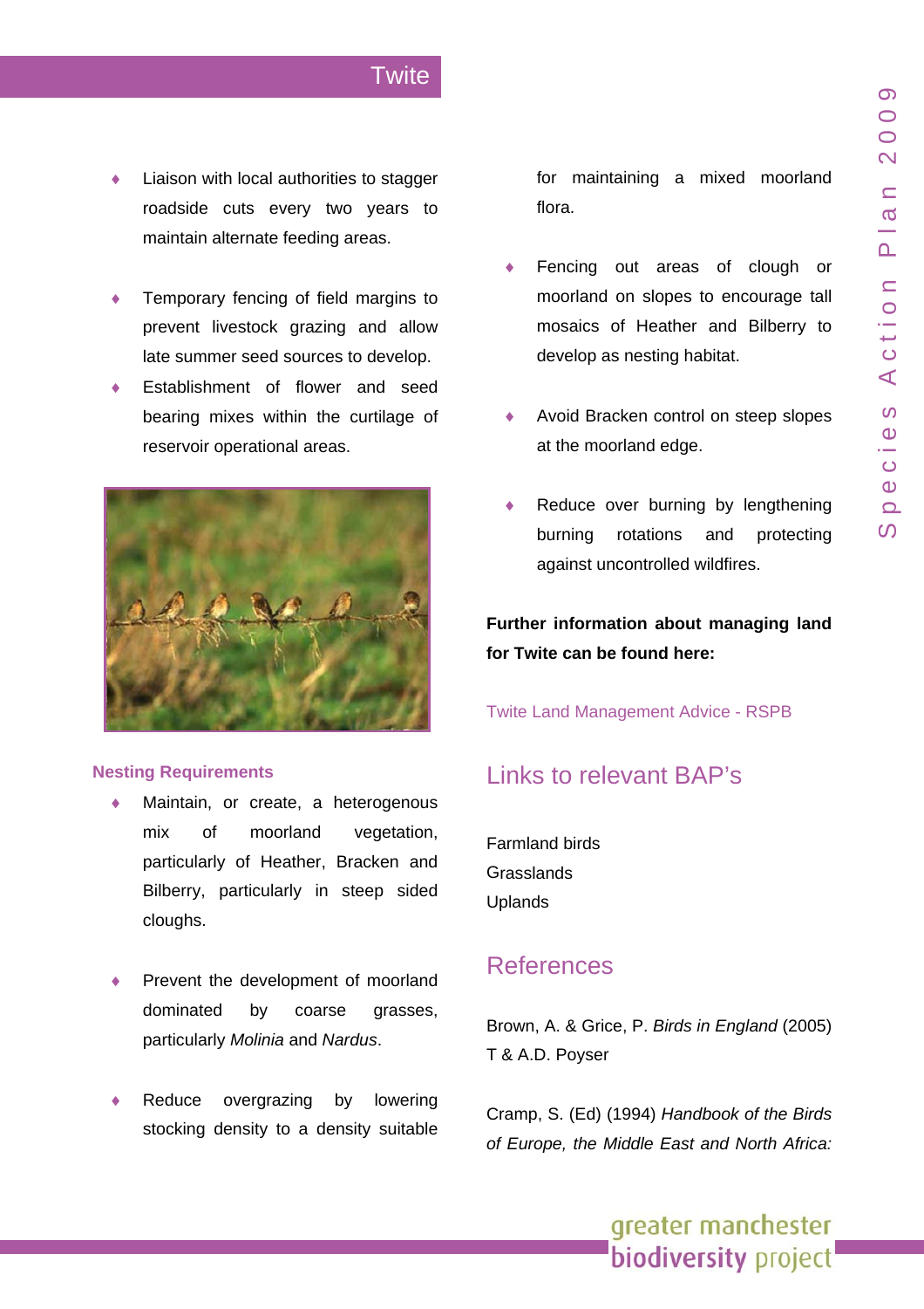- Liaison with local authorities to stagger roadside cuts every two years to maintain alternate feeding areas.
- Temporary fencing of field margins to prevent livestock grazing and allow late summer seed sources to develop.
- Establishment of flower and seed bearing mixes within the curtilage of reservoir operational areas.

### Nesting Requirements

- Maintain, or create, a heterogenous mix of moorland vegetation, particularly of Heather, Bracken and Bilberry, particularly in steep sided cloughs.
- Prevent the development of moorland dominated by coarse grasses, particularly *Molinia* and *Nardus*.
- Reduce overgrazing by lowering stocking density to a density suitable for maintaining a mixed moorland flora.
- Fencing out areas of clough or moorland on slopes to encourage tall mosaics of Heather and Bilberry to develop as nesting habitat.
- Avoid Bracken control on steep slopes at the moorland edge.
- Reduce over burning by lengthening burning rotations and protecting against uncontrolled wildfires.

**Further information about managing land for Twite can be found here:**

Twite Land Management Advice - RSPB

## Links to relevant BAP's

Farmland birds
Grasslands
Uplands

## References

Brown, A. & Grice, P. *Birds in England* (2005) T & A.D. Poyser

Cramp, S. (Ed) (1994) *Handbook of the Birds of Europe, the Middle East and North Africa:*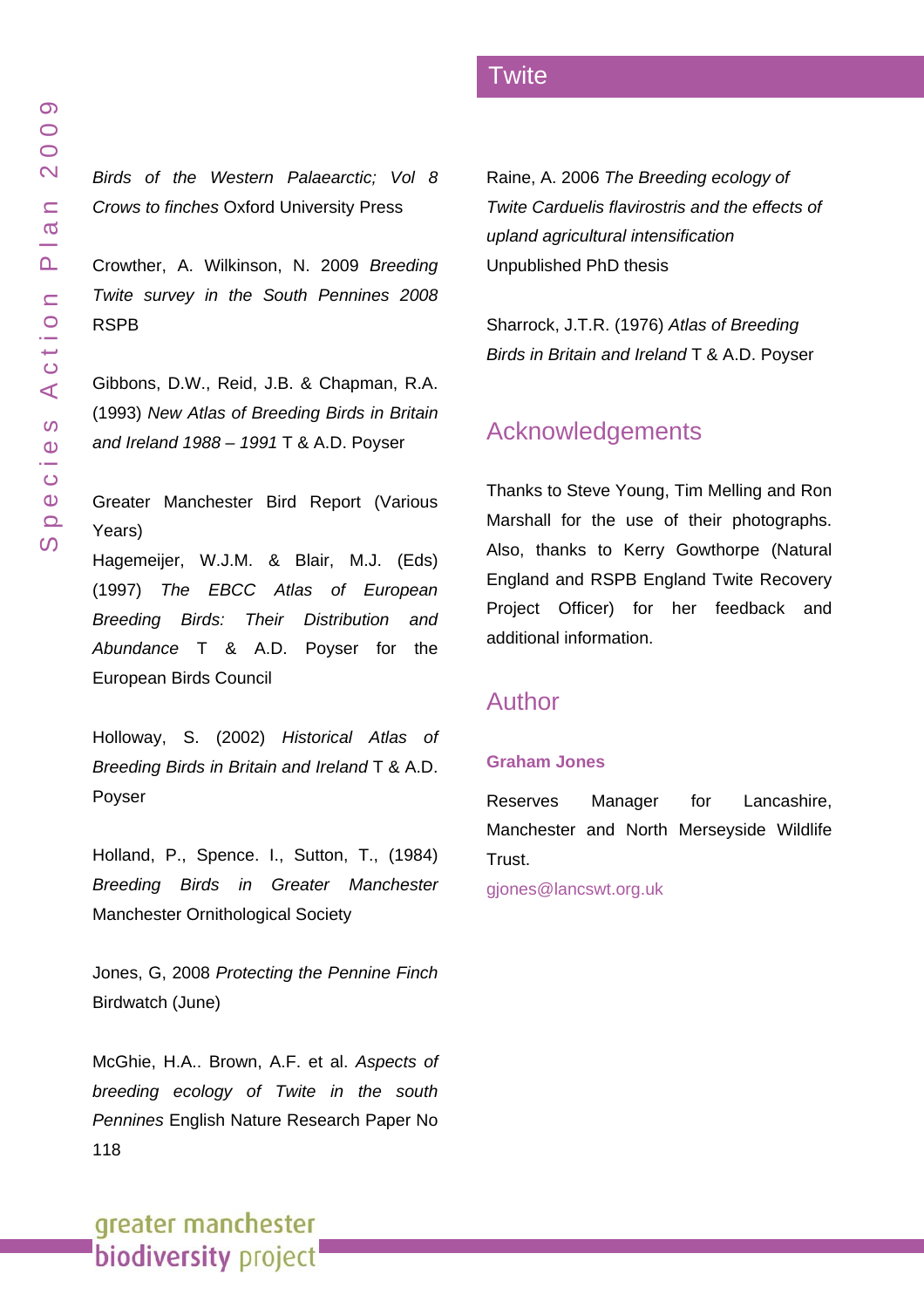*Birds of the Western Palaearctic; Vol 8 Crows to finches* Oxford University Press

Crowther, A. Wilkinson, N. 2009 *Breeding Twite survey in the South Pennines 2008* RSPB

Gibbons, D.W., Reid, J.B. & Chapman, R.A. (1993) *New Atlas of Breeding Birds in Britain and Ireland 1988 – 1991* T & A.D. Poyser

Greater Manchester Bird Report (Various Years)

Hagemeijer, W.J.M. & Blair, M.J. (Eds) (1997) *The EBCC Atlas of European Breeding Birds: Their Distribution and Abundance* T & A.D. Poyser for the European Birds Council

Holloway, S. (2002) *Historical Atlas of Breeding Birds in Britain and Ireland* T & A.D. Poyser

Holland, P., Spence. I., Sutton, T., (1984) *Breeding Birds in Greater Manchester* Manchester Ornithological Society

Jones, G, 2008 *Protecting the Pennine Finch* Birdwatch (June)

McGhie, H.A.. Brown, A.F. et al. *Aspects of breeding ecology of Twite in the south Pennines* English Nature Research Paper No 118

Raine, A. 2006 *The Breeding ecology of Twite Carduelis flavirostris and the effects of upland agricultural intensification* Unpublished PhD thesis

Sharrock, J.T.R. (1976) *Atlas of Breeding Birds in Britain and Ireland* T & A.D. Poyser

## Acknowledgements

Thanks to Steve Young, Tim Melling and Ron Marshall for the use of their photographs. Also, thanks to Kerry Gowthorpe (Natural England and RSPB England Twite Recovery Project Officer) for her feedback and additional information.

## Author

**Graham Jones**

Reserves Manager for Lancashire, Manchester and North Merseyside Wildlife Trust.

gjones@lancswt.org.uk